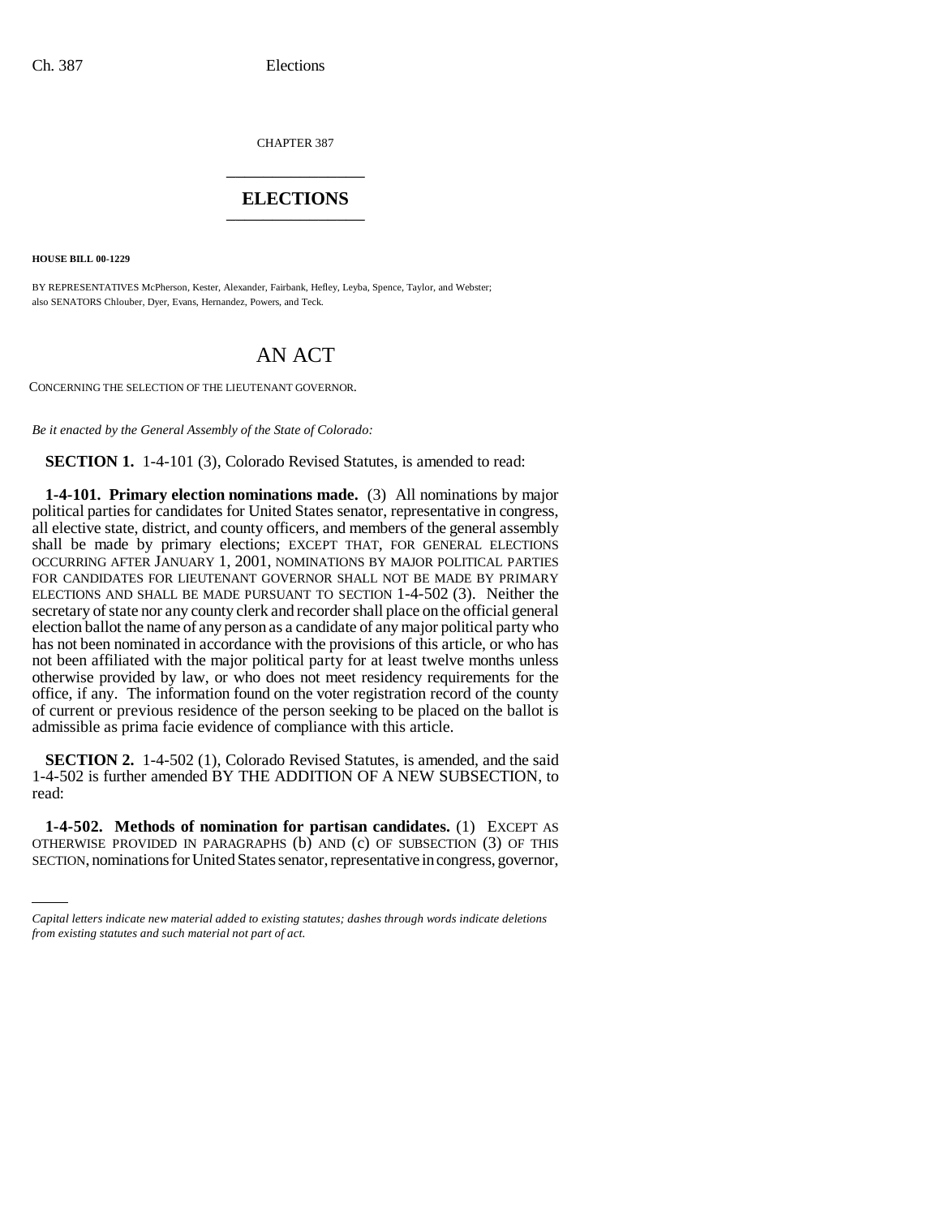CHAPTER 387

# ELECTIONS

**HOUSE BILL 00-1229**

BY REPRESENTATIVES McPherson, Kester, Alexander, Fairbank, Hefley, Leyba, Spence, Taylor, and Webster;
also SENATORS Chlouber, Dyer, Evans, Hernandez, Powers, and Teck.

# AN ACT

CONCERNING THE SELECTION OF THE LIEUTENANT GOVERNOR.

*Be it enacted by the General Assembly of the State of Colorado:*

**SECTION 1.** 1-4-101 (3), Colorado Revised Statutes, is amended to read:

**1-4-101. Primary election nominations made.** (3) All nominations by major political parties for candidates for United States senator, representative in congress, all elective state, district, and county officers, and members of the general assembly shall be made by primary elections; EXCEPT THAT, FOR GENERAL ELECTIONS OCCURRING AFTER JANUARY 1, 2001, NOMINATIONS BY MAJOR POLITICAL PARTIES FOR CANDIDATES FOR LIEUTENANT GOVERNOR SHALL NOT BE MADE BY PRIMARY ELECTIONS AND SHALL BE MADE PURSUANT TO SECTION 1-4-502 (3). Neither the secretary of state nor any county clerk and recorder shall place on the official general election ballot the name of any person as a candidate of any major political party who has not been nominated in accordance with the provisions of this article, or who has not been affiliated with the major political party for at least twelve months unless otherwise provided by law, or who does not meet residency requirements for the office, if any. The information found on the voter registration record of the county of current or previous residence of the person seeking to be placed on the ballot is admissible as prima facie evidence of compliance with this article.

**SECTION 2.** 1-4-502 (1), Colorado Revised Statutes, is amended, and the said 1-4-502 is further amended BY THE ADDITION OF A NEW SUBSECTION, to read:

**1-4-502. Methods of nomination for partisan candidates.** (1) EXCEPT AS OTHERWISE PROVIDED IN PARAGRAPHS (b) AND (c) OF SUBSECTION (3) OF THIS SECTION, nominations for United States senator, representative in congress, governor,

*Capital letters indicate new material added to existing statutes; dashes through words indicate deletions from existing statutes and such material not part of act.*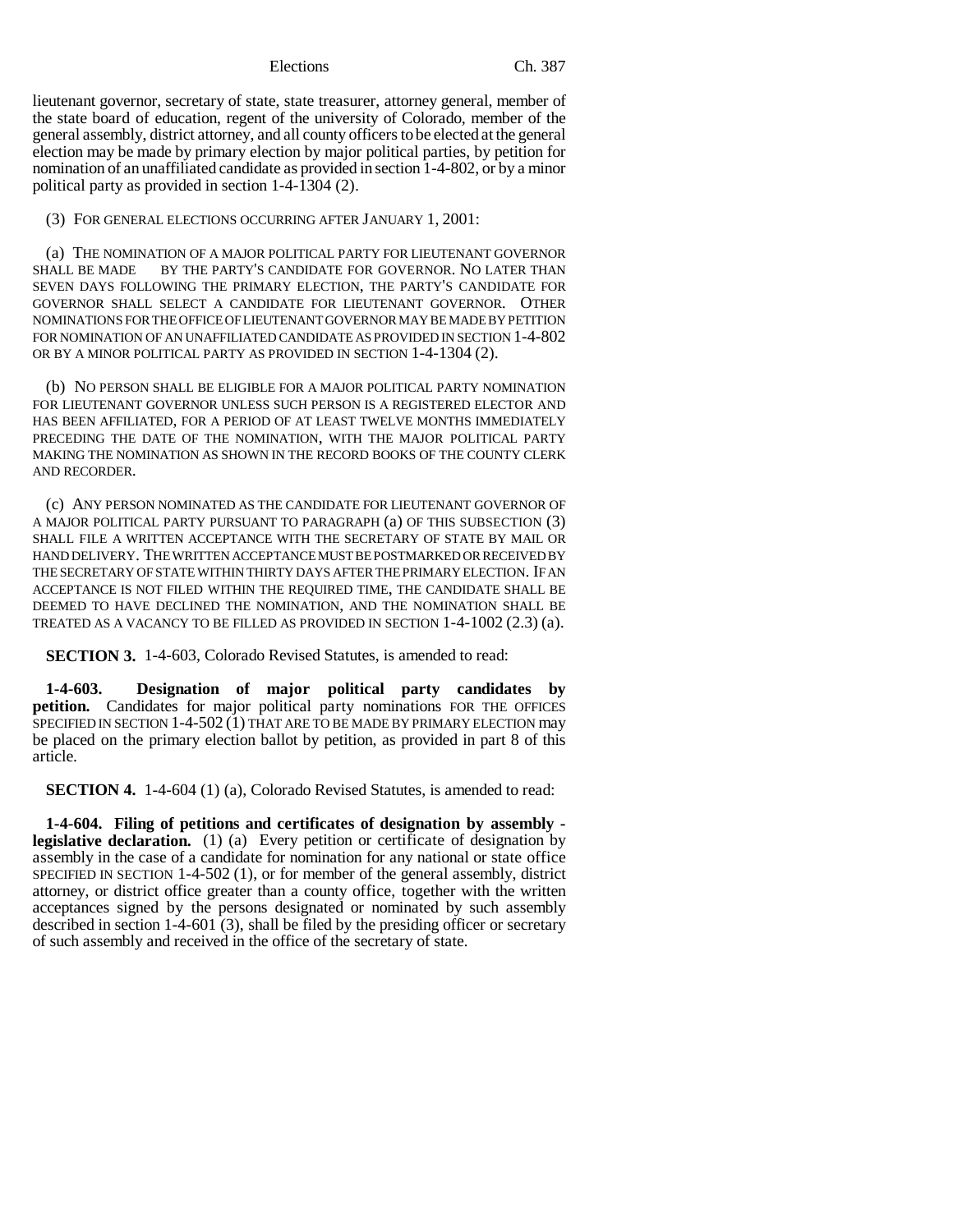lieutenant governor, secretary of state, state treasurer, attorney general, member of the state board of education, regent of the university of Colorado, member of the general assembly, district attorney, and all county officers to be elected at the general election may be made by primary election by major political parties, by petition for nomination of an unaffiliated candidate as provided in section 1-4-802, or by a minor political party as provided in section 1-4-1304 (2).

(3) FOR GENERAL ELECTIONS OCCURRING AFTER JANUARY 1, 2001:

(a) THE NOMINATION OF A MAJOR POLITICAL PARTY FOR LIEUTENANT GOVERNOR SHALL BE MADE BY THE PARTY'S CANDIDATE FOR GOVERNOR. NO LATER THAN SEVEN DAYS FOLLOWING THE PRIMARY ELECTION, THE PARTY'S CANDIDATE FOR GOVERNOR SHALL SELECT A CANDIDATE FOR LIEUTENANT GOVERNOR. OTHER NOMINATIONS FOR THE OFFICE OF LIEUTENANT GOVERNOR MAY BE MADE BY PETITION FOR NOMINATION OF AN UNAFFILIATED CANDIDATE AS PROVIDED IN SECTION 1-4-802 OR BY A MINOR POLITICAL PARTY AS PROVIDED IN SECTION 1-4-1304 (2).

(b) NO PERSON SHALL BE ELIGIBLE FOR A MAJOR POLITICAL PARTY NOMINATION FOR LIEUTENANT GOVERNOR UNLESS SUCH PERSON IS A REGISTERED ELECTOR AND HAS BEEN AFFILIATED, FOR A PERIOD OF AT LEAST TWELVE MONTHS IMMEDIATELY PRECEDING THE DATE OF THE NOMINATION, WITH THE MAJOR POLITICAL PARTY MAKING THE NOMINATION AS SHOWN IN THE RECORD BOOKS OF THE COUNTY CLERK AND RECORDER.

(c) ANY PERSON NOMINATED AS THE CANDIDATE FOR LIEUTENANT GOVERNOR OF A MAJOR POLITICAL PARTY PURSUANT TO PARAGRAPH (a) OF THIS SUBSECTION (3) SHALL FILE A WRITTEN ACCEPTANCE WITH THE SECRETARY OF STATE BY MAIL OR HAND DELIVERY. THE WRITTEN ACCEPTANCE MUST BE POSTMARKED OR RECEIVED BY THE SECRETARY OF STATE WITHIN THIRTY DAYS AFTER THE PRIMARY ELECTION. IF AN ACCEPTANCE IS NOT FILED WITHIN THE REQUIRED TIME, THE CANDIDATE SHALL BE DEEMED TO HAVE DECLINED THE NOMINATION, AND THE NOMINATION SHALL BE TREATED AS A VACANCY TO BE FILLED AS PROVIDED IN SECTION 1-4-1002 (2.3) (a).

**SECTION 3.** 1-4-603, Colorado Revised Statutes, is amended to read:

**1-4-603. Designation of major political party candidates by petition.** Candidates for major political party nominations FOR THE OFFICES SPECIFIED IN SECTION 1-4-502 (1) THAT ARE TO BE MADE BY PRIMARY ELECTION may be placed on the primary election ballot by petition, as provided in part 8 of this article.

**SECTION 4.** 1-4-604 (1) (a), Colorado Revised Statutes, is amended to read:

**1-4-604. Filing of petitions and certificates of designation by assembly - legislative declaration.** (1) (a) Every petition or certificate of designation by assembly in the case of a candidate for nomination for any national or state office SPECIFIED IN SECTION 1-4-502 (1), or for member of the general assembly, district attorney, or district office greater than a county office, together with the written acceptances signed by the persons designated or nominated by such assembly described in section 1-4-601 (3), shall be filed by the presiding officer or secretary of such assembly and received in the office of the secretary of state.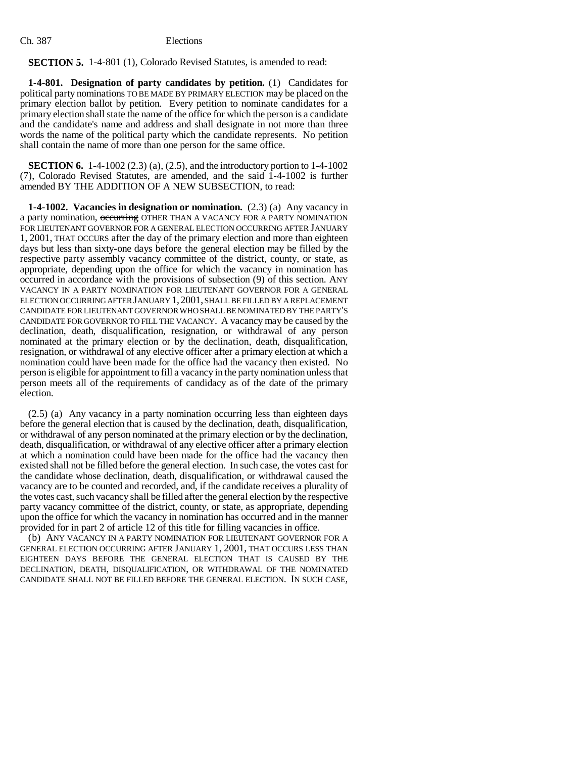**SECTION 5.** 1-4-801 (1), Colorado Revised Statutes, is amended to read:

**1-4-801. Designation of party candidates by petition.** (1) Candidates for political party nominations TO BE MADE BY PRIMARY ELECTION may be placed on the primary election ballot by petition. Every petition to nominate candidates for a primary election shall state the name of the office for which the person is a candidate and the candidate's name and address and shall designate in not more than three words the name of the political party which the candidate represents. No petition shall contain the name of more than one person for the same office.

**SECTION 6.** 1-4-1002 (2.3) (a), (2.5), and the introductory portion to 1-4-1002 (7), Colorado Revised Statutes, are amended, and the said 1-4-1002 is further amended BY THE ADDITION OF A NEW SUBSECTION, to read:

**1-4-1002. Vacancies in designation or nomination.** (2.3) (a) Any vacancy in a party nomination, ~~occurring~~ OTHER THAN A VACANCY FOR A PARTY NOMINATION FOR LIEUTENANT GOVERNOR FOR A GENERAL ELECTION OCCURRING AFTER JANUARY 1, 2001, THAT OCCURS after the day of the primary election and more than eighteen days but less than sixty-one days before the general election may be filled by the respective party assembly vacancy committee of the district, county, or state, as appropriate, depending upon the office for which the vacancy in nomination has occurred in accordance with the provisions of subsection (9) of this section. ANY VACANCY IN A PARTY NOMINATION FOR LIEUTENANT GOVERNOR FOR A GENERAL ELECTION OCCURRING AFTER JANUARY 1, 2001, SHALL BE FILLED BY A REPLACEMENT CANDIDATE FOR LIEUTENANT GOVERNOR WHO SHALL BE NOMINATED BY THE PARTY'S CANDIDATE FOR GOVERNOR TO FILL THE VACANCY. A vacancy may be caused by the declination, death, disqualification, resignation, or withdrawal of any person nominated at the primary election or by the declination, death, disqualification, resignation, or withdrawal of any elective officer after a primary election at which a nomination could have been made for the office had the vacancy then existed. No person is eligible for appointment to fill a vacancy in the party nomination unless that person meets all of the requirements of candidacy as of the date of the primary election.

(2.5) (a) Any vacancy in a party nomination occurring less than eighteen days before the general election that is caused by the declination, death, disqualification, or withdrawal of any person nominated at the primary election or by the declination, death, disqualification, or withdrawal of any elective officer after a primary election at which a nomination could have been made for the office had the vacancy then existed shall not be filled before the general election. In such case, the votes cast for the candidate whose declination, death, disqualification, or withdrawal caused the vacancy are to be counted and recorded, and, if the candidate receives a plurality of the votes cast, such vacancy shall be filled after the general election by the respective party vacancy committee of the district, county, or state, as appropriate, depending upon the office for which the vacancy in nomination has occurred and in the manner provided for in part 2 of article 12 of this title for filling vacancies in office.

(b) ANY VACANCY IN A PARTY NOMINATION FOR LIEUTENANT GOVERNOR FOR A GENERAL ELECTION OCCURRING AFTER JANUARY 1, 2001, THAT OCCURS LESS THAN EIGHTEEN DAYS BEFORE THE GENERAL ELECTION THAT IS CAUSED BY THE DECLINATION, DEATH, DISQUALIFICATION, OR WITHDRAWAL OF THE NOMINATED CANDIDATE SHALL NOT BE FILLED BEFORE THE GENERAL ELECTION. IN SUCH CASE,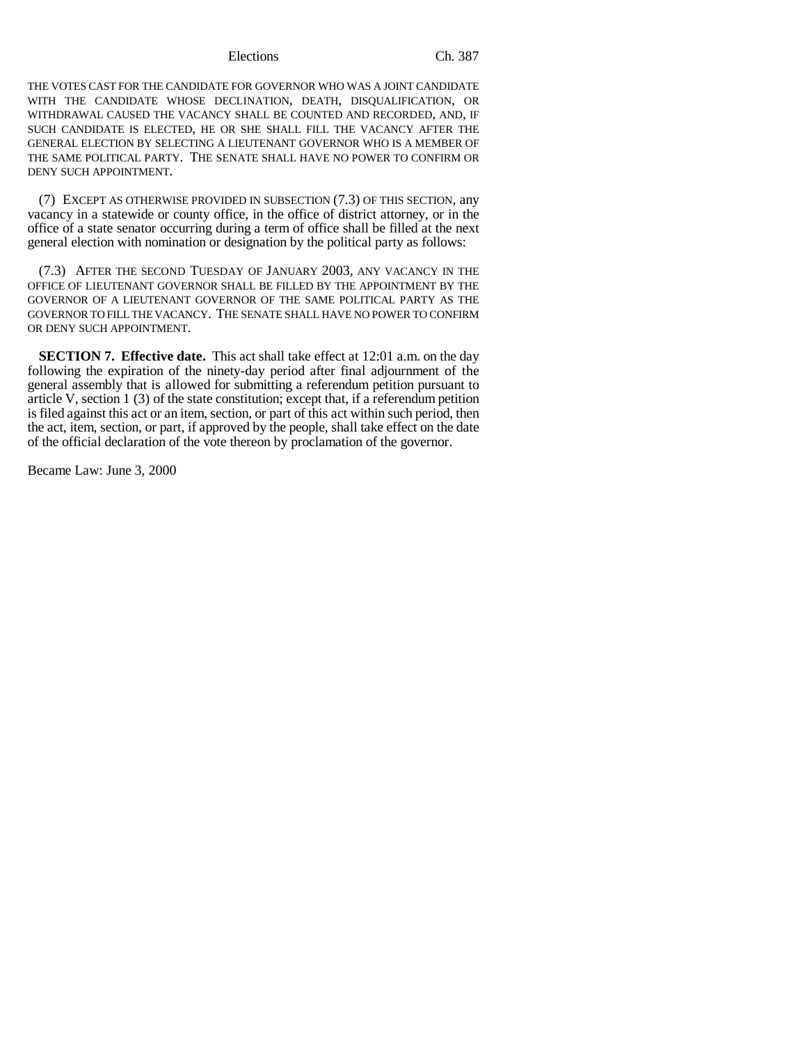THE VOTES CAST FOR THE CANDIDATE FOR GOVERNOR WHO WAS A JOINT CANDIDATE WITH THE CANDIDATE WHOSE DECLINATION, DEATH, DISQUALIFICATION, OR WITHDRAWAL CAUSED THE VACANCY SHALL BE COUNTED AND RECORDED, AND, IF SUCH CANDIDATE IS ELECTED, HE OR SHE SHALL FILL THE VACANCY AFTER THE GENERAL ELECTION BY SELECTING A LIEUTENANT GOVERNOR WHO IS A MEMBER OF THE SAME POLITICAL PARTY. THE SENATE SHALL HAVE NO POWER TO CONFIRM OR DENY SUCH APPOINTMENT.

(7) EXCEPT AS OTHERWISE PROVIDED IN SUBSECTION (7.3) OF THIS SECTION, any vacancy in a statewide or county office, in the office of district attorney, or in the office of a state senator occurring during a term of office shall be filled at the next general election with nomination or designation by the political party as follows:

(7.3) AFTER THE SECOND TUESDAY OF JANUARY 2003, ANY VACANCY IN THE OFFICE OF LIEUTENANT GOVERNOR SHALL BE FILLED BY THE APPOINTMENT BY THE GOVERNOR OF A LIEUTENANT GOVERNOR OF THE SAME POLITICAL PARTY AS THE GOVERNOR TO FILL THE VACANCY. THE SENATE SHALL HAVE NO POWER TO CONFIRM OR DENY SUCH APPOINTMENT.

**SECTION 7. Effective date.** This act shall take effect at 12:01 a.m. on the day following the expiration of the ninety-day period after final adjournment of the general assembly that is allowed for submitting a referendum petition pursuant to article V, section 1 (3) of the state constitution; except that, if a referendum petition is filed against this act or an item, section, or part of this act within such period, then the act, item, section, or part, if approved by the people, shall take effect on the date of the official declaration of the vote thereon by proclamation of the governor.

Became Law: June 3, 2000